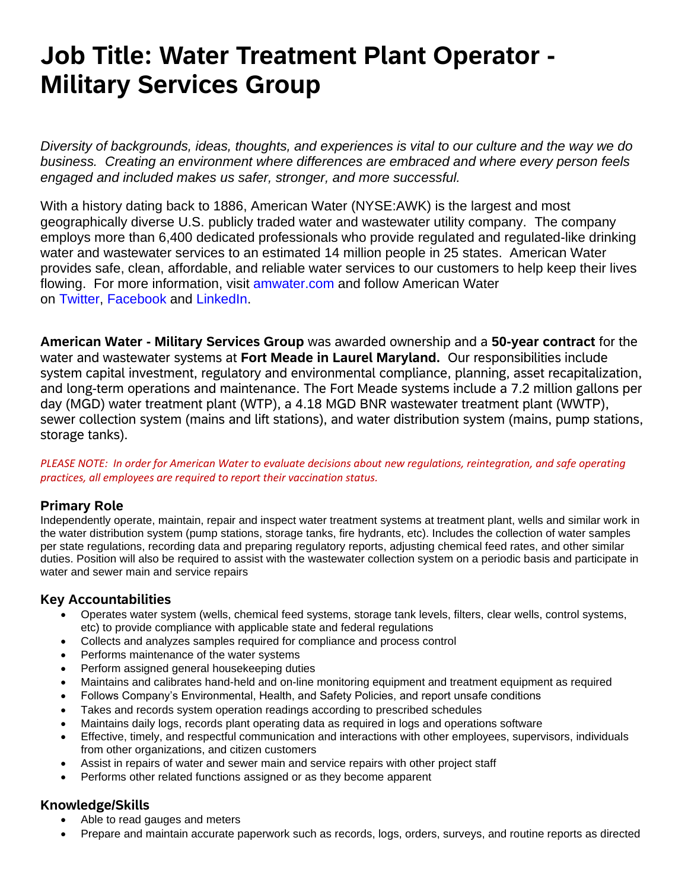# Job Title: Water Treatment Plant Operator - Military Services Group

*Diversity of backgrounds, ideas, thoughts, and experiences is vital to our culture and the way we do business. Creating an environment where differences are embraced and where every person feels engaged and included makes us safer, stronger, and more successful.*

With a history dating back to 1886, American Water (NYSE:AWK) is the largest and most geographically diverse U.S. publicly traded water and wastewater utility company. The company employs more than 6,400 dedicated professionals who provide regulated and regulated-like drinking water and wastewater services to an estimated 14 million people in 25 states. American Water provides safe, clean, affordable, and reliable water services to our customers to help keep their lives flowing. For more information, visit amwater.com and follow American Water on Twitter, Facebook and LinkedIn.

**American Water - Military Services Group** was awarded ownership and a **50-year contract** for the water and wastewater systems at **Fort Meade in Laurel Maryland.** Our responsibilities include system capital investment, regulatory and environmental compliance, planning, asset recapitalization, and long-term operations and maintenance. The Fort Meade systems include a 7.2 million gallons per day (MGD) water treatment plant (WTP), a 4.18 MGD BNR wastewater treatment plant (WWTP), sewer collection system (mains and lift stations), and water distribution system (mains, pump stations, storage tanks).

*PLEASE NOTE: In order for American Water to evaluate decisions about new regulations, reintegration, and safe operating practices, all employees are required to report their vaccination status.*

### Primary Role

Independently operate, maintain, repair and inspect water treatment systems at treatment plant, wells and similar work in the water distribution system (pump stations, storage tanks, fire hydrants, etc). Includes the collection of water samples per state regulations, recording data and preparing regulatory reports, adjusting chemical feed rates, and other similar duties. Position will also be required to assist with the wastewater collection system on a periodic basis and participate in water and sewer main and service repairs

### Key Accountabilities

- Operates water system (wells, chemical feed systems, storage tank levels, filters, clear wells, control systems, etc) to provide compliance with applicable state and federal regulations
- Collects and analyzes samples required for compliance and process control
- Performs maintenance of the water systems
- Perform assigned general housekeeping duties
- Maintains and calibrates hand-held and on-line monitoring equipment and treatment equipment as required
- Follows Company's Environmental, Health, and Safety Policies, and report unsafe conditions
- Takes and records system operation readings according to prescribed schedules
- Maintains daily logs, records plant operating data as required in logs and operations software
- Effective, timely, and respectful communication and interactions with other employees, supervisors, individuals from other organizations, and citizen customers
- Assist in repairs of water and sewer main and service repairs with other project staff
- Performs other related functions assigned or as they become apparent

### Knowledge/Skills

- Able to read gauges and meters
- Prepare and maintain accurate paperwork such as records, logs, orders, surveys, and routine reports as directed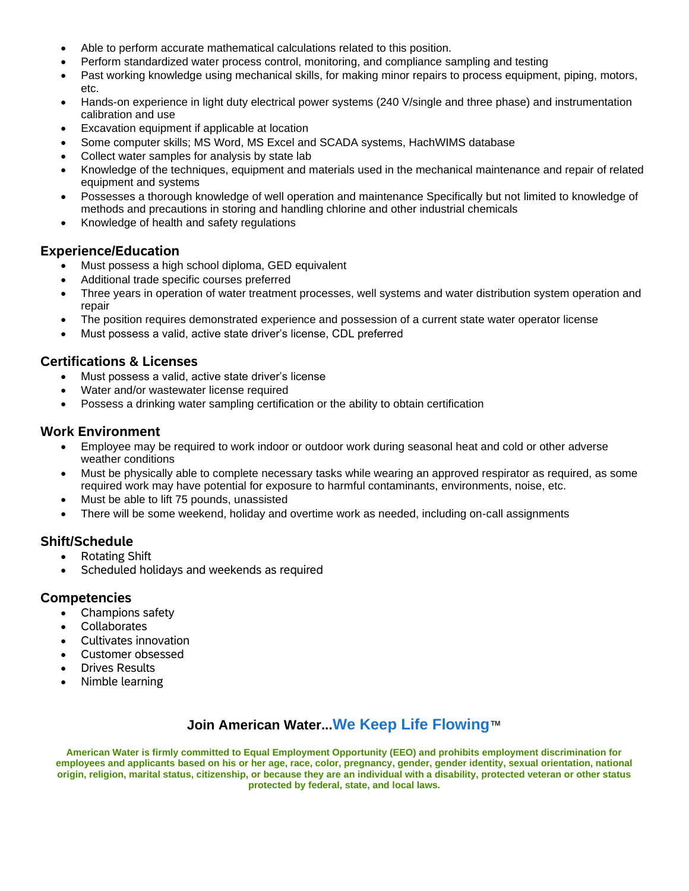- Able to perform accurate mathematical calculations related to this position.
- Perform standardized water process control, monitoring, and compliance sampling and testing
- Past working knowledge using mechanical skills, for making minor repairs to process equipment, piping, motors, etc.
- Hands-on experience in light duty electrical power systems (240 V/single and three phase) and instrumentation calibration and use
- Excavation equipment if applicable at location
- Some computer skills; MS Word, MS Excel and SCADA systems, HachWIMS database
- Collect water samples for analysis by state lab
- Knowledge of the techniques, equipment and materials used in the mechanical maintenance and repair of related equipment and systems
- Possesses a thorough knowledge of well operation and maintenance Specifically but not limited to knowledge of methods and precautions in storing and handling chlorine and other industrial chemicals
- Knowledge of health and safety regulations

## Experience/Education

- Must possess a high school diploma, GED equivalent
- Additional trade specific courses preferred
- Three years in operation of water treatment processes, well systems and water distribution system operation and repair
- The position requires demonstrated experience and possession of a current state water operator license
- Must possess a valid, active state driver's license, CDL preferred

## Certifications & Licenses

- Must possess a valid, active state driver's license
- Water and/or wastewater license required
- Possess a drinking water sampling certification or the ability to obtain certification

## Work Environment

- Employee may be required to work indoor or outdoor work during seasonal heat and cold or other adverse weather conditions
- Must be physically able to complete necessary tasks while wearing an approved respirator as required, as some required work may have potential for exposure to harmful contaminants, environments, noise, etc.
- Must be able to lift 75 pounds, unassisted
- There will be some weekend, holiday and overtime work as needed, including on-call assignments

## Shift/Schedule

- Rotating Shift
- Scheduled holidays and weekends as required

## Competencies

- Champions safety
- Collaborates
- Cultivates innovation
- Customer obsessed
- Drives Results
- Nimble learning

**Join American Water...We Keep Life Flowing™**

**American Water is firmly committed to Equal Employment Opportunity (EEO) and prohibits employment discrimination for employees and applicants based on his or her age, race, color, pregnancy, gender, gender identity, sexual orientation, national origin, religion, marital status, citizenship, or because they are an individual with a disability, protected veteran or other status protected by federal, state, and local laws.**